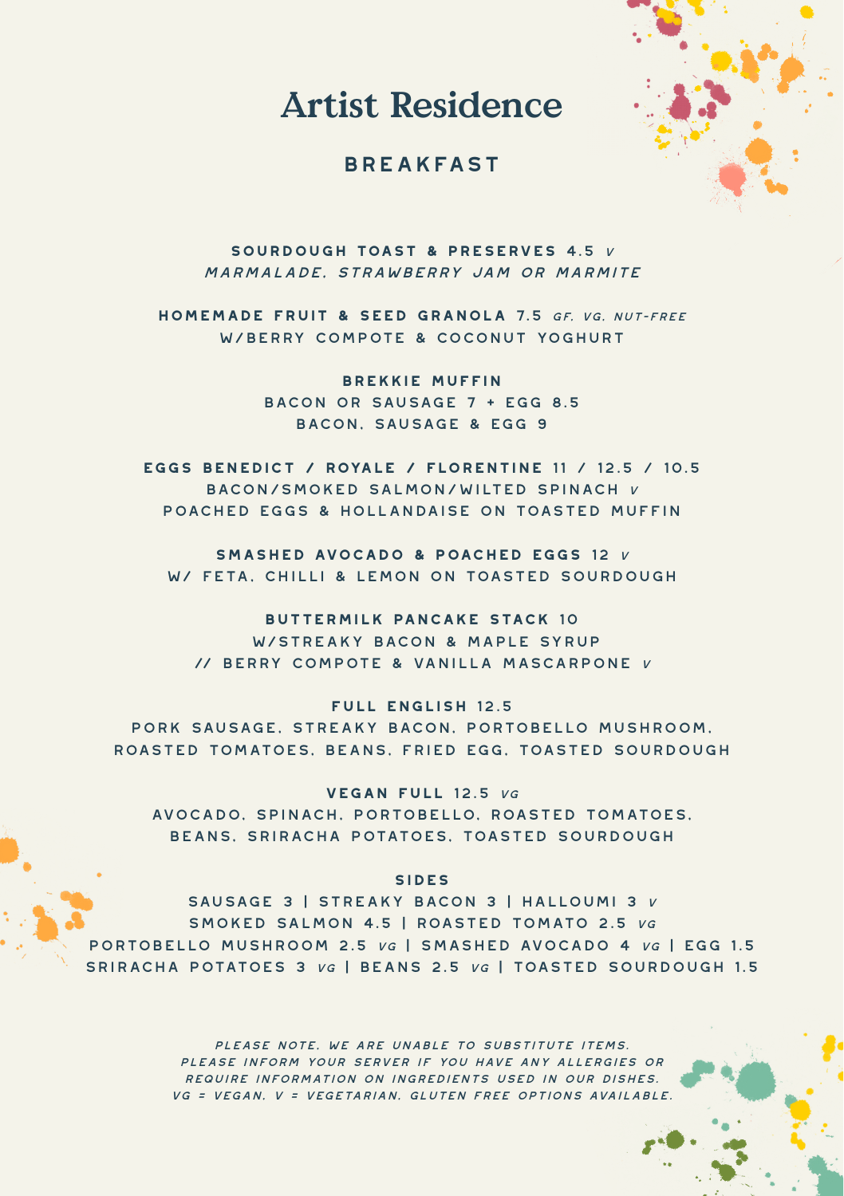# Artist Residence

## BREAKFAST

**SOURDOUGH TOAST & PRESERVES** 4.5 *V*
*MARMALADE, STRAWBERRY JAM OR MARMITE*

**HOMEMADE FRUIT & SEED GRANOLA** 7.5 *GF, VG, NUT-FREE*
W/BERRY COMPOTE & COCONUT YOGHURT

**BREKKIE MUFFIN**
BACON OR SAUSAGE 7 + EGG 8.5
BACON, SAUSAGE & EGG 9

**EGGS BENEDICT / ROYALE / FLORENTINE** 11 / 12.5 / 10.5
BACON/SMOKED SALMON/WILTED SPINACH *V*
POACHED EGGS & HOLLANDAISE ON TOASTED MUFFIN

**SMASHED AVOCADO & POACHED EGGS** 12 *V*
W/ FETA, CHILLI & LEMON ON TOASTED SOURDOUGH

**BUTTERMILK PANCAKE STACK** 10
W/STREAKY BACON & MAPLE SYRUP
// BERRY COMPOTE & VANILLA MASCARPONE *V*

**FULL ENGLISH** 12.5
PORK SAUSAGE, STREAKY BACON, PORTOBELLO MUSHROOM, ROASTED TOMATOES, BEANS, FRIED EGG, TOASTED SOURDOUGH

**VEGAN FULL** 12.5 *VG*
AVOCADO, SPINACH, PORTOBELLO, ROASTED TOMATOES, BEANS, SRIRACHA POTATOES, TOASTED SOURDOUGH

**SIDES**
SAUSAGE 3 | STREAKY BACON 3 | HALLOUMI 3 *V*
SMOKED SALMON 4.5 | ROASTED TOMATO 2.5 *VG*
PORTOBELLO MUSHROOM 2.5 *VG* | SMASHED AVOCADO 4 *VG* | EGG 1.5
SRIRACHA POTATOES 3 *VG* | BEANS 2.5 *VG* | TOASTED SOURDOUGH 1.5

*PLEASE NOTE, WE ARE UNABLE TO SUBSTITUTE ITEMS.*
*PLEASE INFORM YOUR SERVER IF YOU HAVE ANY ALLERGIES OR REQUIRE INFORMATION ON INGREDIENTS USED IN OUR DISHES.*
*VG = VEGAN, V = VEGETARIAN, GLUTEN FREE OPTIONS AVAILABLE.*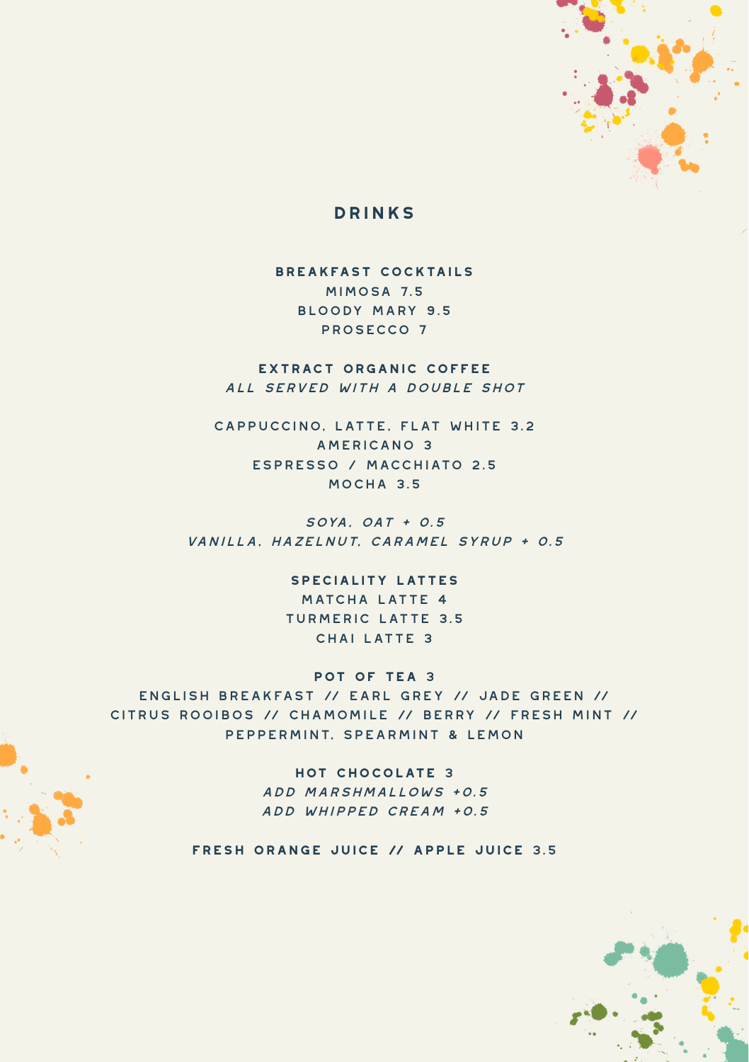# DRINKS

## BREAKFAST COCKTAILS

MIMOSA 7.5
BLOODY MARY 9.5
PROSECCO 7

## EXTRACT ORGANIC COFFEE

*ALL SERVED WITH A DOUBLE SHOT*

CAPPUCCINO, LATTE, FLAT WHITE 3.2
AMERICANO 3
ESPRESSO / MACCHIATO 2.5
MOCHA 3.5

*SOYA, OAT + 0.5*
*VANILLA, HAZELNUT, CARAMEL SYRUP + 0.5*

## SPECIALITY LATTES

MATCHA LATTE 4
TURMERIC LATTE 3.5
CHAI LATTE 3

## POT OF TEA 3

ENGLISH BREAKFAST // EARL GREY // JADE GREEN // CITRUS ROOIBOS // CHAMOMILE // BERRY // FRESH MINT // PEPPERMINT, SPEARMINT & LEMON

## HOT CHOCOLATE 3

*ADD MARSHMALLOWS +0.5*
*ADD WHIPPED CREAM +0.5*

**FRESH ORANGE JUICE // APPLE JUICE 3.5**